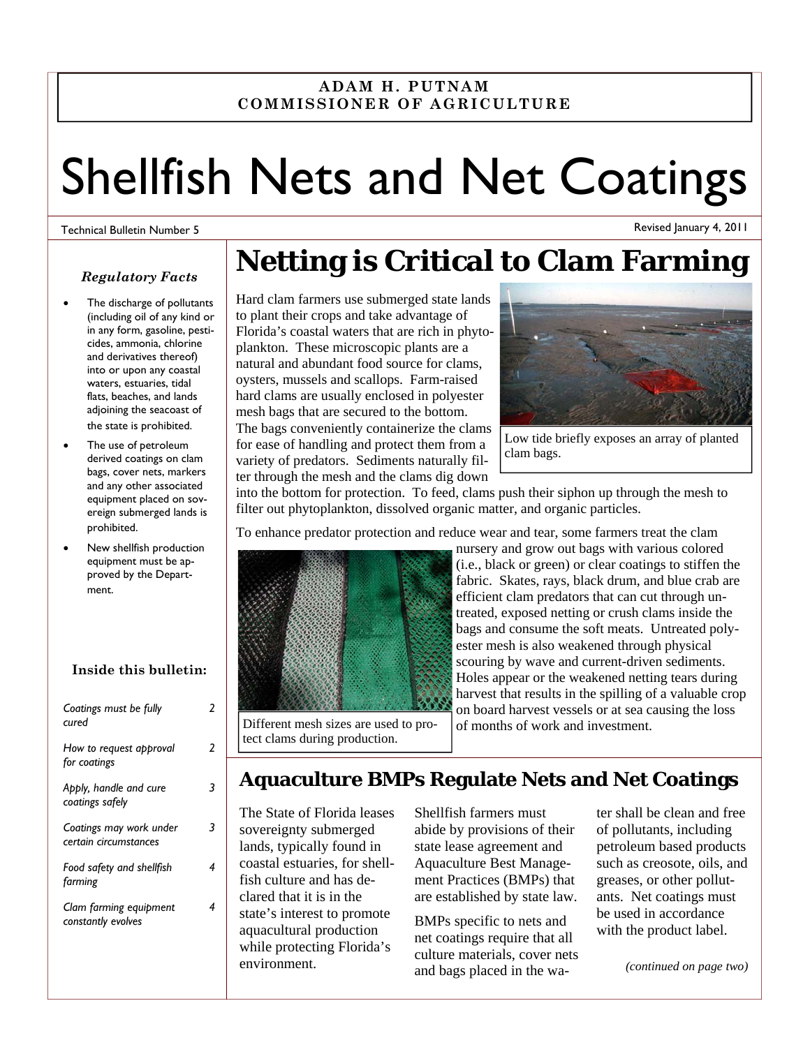**ADAM H. PUTNAM**
**COMMISSIONER OF AGRICULTURE**

# Shellfish Nets and Net Coatings

Technical Bulletin Number 5

Revised January 4, 2011

## Netting is Critical to Clam Farming

Hard clam farmers use submerged state lands to plant their crops and take advantage of Florida's coastal waters that are rich in phytoplankton. These microscopic plants are a natural and abundant food source for clams, oysters, mussels and scallops. Farm-raised hard clams are usually enclosed in polyester mesh bags that are secured to the bottom. The bags conveniently containerize the clams for ease of handling and protect them from a variety of predators. Sediments naturally filter through the mesh and the clams dig down into the bottom for protection. To feed, clams push their siphon up through the mesh to filter out phytoplankton, dissolved organic matter, and organic particles.

Low tide briefly exposes an array of planted clam bags.

To enhance predator protection and reduce wear and tear, some farmers treat the clam nursery and grow out bags with various colored (i.e., black or green) or clear coatings to stiffen the fabric. Skates, rays, black drum, and blue crab are efficient clam predators that can cut through untreated, exposed netting or crush clams inside the bags and consume the soft meats. Untreated polyester mesh is also weakened through physical scouring by wave and current-driven sediments. Holes appear or the weakened netting tears during harvest that results in the spilling of a valuable crop on board harvest vessels or at sea causing the loss of months of work and investment.

Different mesh sizes are used to protect clams during production.

### *Regulatory Facts*

- The discharge of pollutants (including oil of any kind or in any form, gasoline, pesticides, ammonia, chlorine and derivatives thereof) into or upon any coastal waters, estuaries, tidal flats, beaches, and lands adjoining the seacoast of the state is prohibited.
- The use of petroleum derived coatings on clam bags, cover nets, markers and any other associated equipment placed on sovereign submerged lands is prohibited.
- New shellfish production equipment must be approved by the Department.

### Inside this bulletin:

| | |
|---|---|
| *Coatings must be fully cured* | *2* |
| *How to request approval for coatings* | *2* |
| *Apply, handle and cure coatings safely* | *3* |
| *Coatings may work under certain circumstances* | *3* |
| *Food safety and shellfish farming* | *4* |
| *Clam farming equipment constantly evolves* | *4* |

## Aquaculture BMPs Regulate Nets and Net Coatings

The State of Florida leases sovereignty submerged lands, typically found in coastal estuaries, for shellfish culture and has declared that it is in the state's interest to promote aquacultural production while protecting Florida's environment.

Shellfish farmers must abide by provisions of their state lease agreement and Aquaculture Best Management Practices (BMPs) that are established by state law.

BMPs specific to nets and net coatings require that all culture materials, cover nets and bags placed in the water shall be clean and free of pollutants, including petroleum based products such as creosote, oils, and greases, or other pollutants. Net coatings must be used in accordance with the product label.

*(continued on page two)*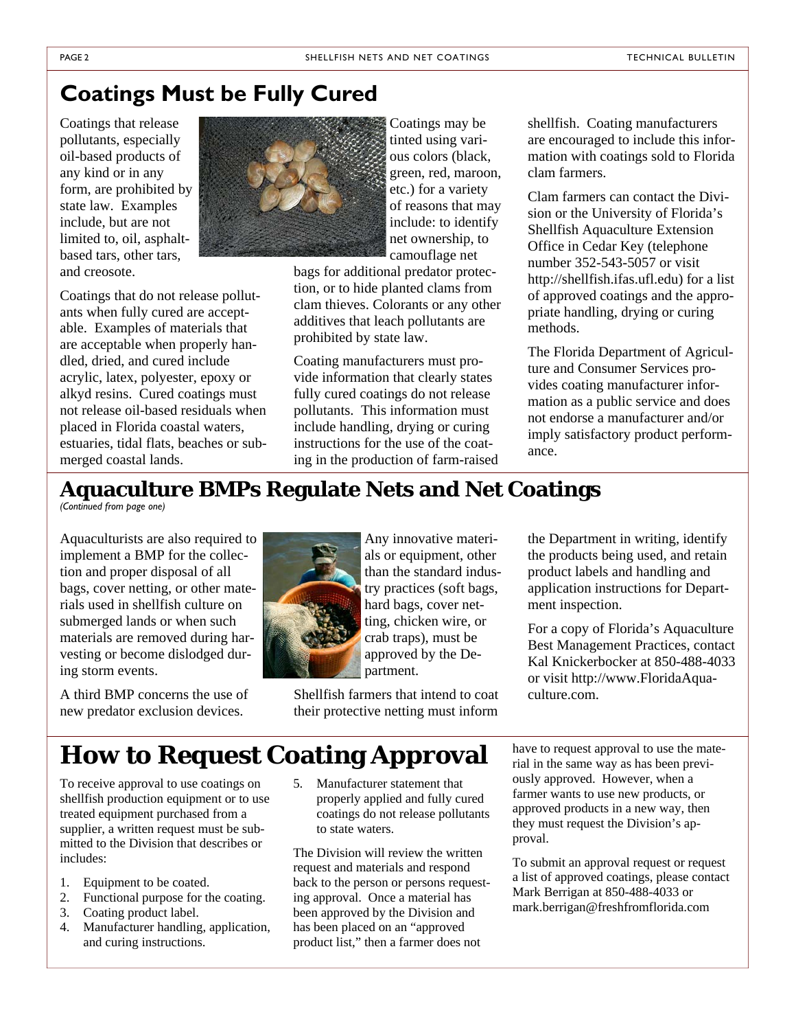## Coatings Must be Fully Cured

Coatings that release pollutants, especially oil-based products of any kind or in any form, are prohibited by state law. Examples include, but are not limited to, oil, asphalt-based tars, other tars, and creosote.

Coatings that do not release pollutants when fully cured are acceptable. Examples of materials that are acceptable when properly handled, dried, and cured include acrylic, latex, polyester, epoxy or alkyd resins. Cured coatings must not release oil-based residuals when placed in Florida coastal waters, estuaries, tidal flats, beaches or submerged coastal lands.

Coatings may be tinted using various colors (black, green, red, maroon, etc.) for a variety of reasons that may include: to identify net ownership, to camouflage net bags for additional predator protection, or to hide planted clams from clam thieves. Colorants or any other additives that leach pollutants are prohibited by state law.

Coating manufacturers must provide information that clearly states fully cured coatings do not release pollutants. This information must include handling, drying or curing instructions for the use of the coating in the production of farm-raised shellfish. Coating manufacturers are encouraged to include this information with coatings sold to Florida clam farmers.

Clam farmers can contact the Division or the University of Florida's Shellfish Aquaculture Extension Office in Cedar Key (telephone number 352-543-5057 or visit http://shellfish.ifas.ufl.edu) for a list of approved coatings and the appropriate handling, drying or curing methods.

The Florida Department of Agriculture and Consumer Services provides coating manufacturer information as a public service and does not endorse a manufacturer and/or imply satisfactory product performance.

## Aquaculture BMPs Regulate Nets and Net Coatings

*(Continued from page one)*

Aquaculturists are also required to implement a BMP for the collection and proper disposal of all bags, cover netting, or other materials used in shellfish culture on submerged lands or when such materials are removed during harvesting or become dislodged during storm events.

A third BMP concerns the use of new predator exclusion devices. Any innovative materials or equipment, other than the standard industry practices (soft bags, hard bags, cover netting, chicken wire, or crab traps), must be approved by the Department.

Shellfish farmers that intend to coat their protective netting must inform the Department in writing, identify the products being used, and retain product labels and handling and application instructions for Department inspection.

For a copy of Florida's Aquaculture Best Management Practices, contact Kal Knickerbocker at 850-488-4033 or visit http://www.FloridaAquaculture.com.

## How to Request Coating Approval

To receive approval to use coatings on shellfish production equipment or to use treated equipment purchased from a supplier, a written request must be submitted to the Division that describes or includes:

1. Equipment to be coated.
2. Functional purpose for the coating.
3. Coating product label.
4. Manufacturer handling, application, and curing instructions.
5. Manufacturer statement that properly applied and fully cured coatings do not release pollutants to state waters.

The Division will review the written request and materials and respond back to the person or persons requesting approval. Once a material has been approved by the Division and has been placed on an "approved product list," then a farmer does not have to request approval to use the material in the same way as has been previously approved. However, when a farmer wants to use new products, or approved products in a new way, then they must request the Division's approval.

To submit an approval request or request a list of approved coatings, please contact Mark Berrigan at 850-488-4033 or mark.berrigan@freshfromflorida.com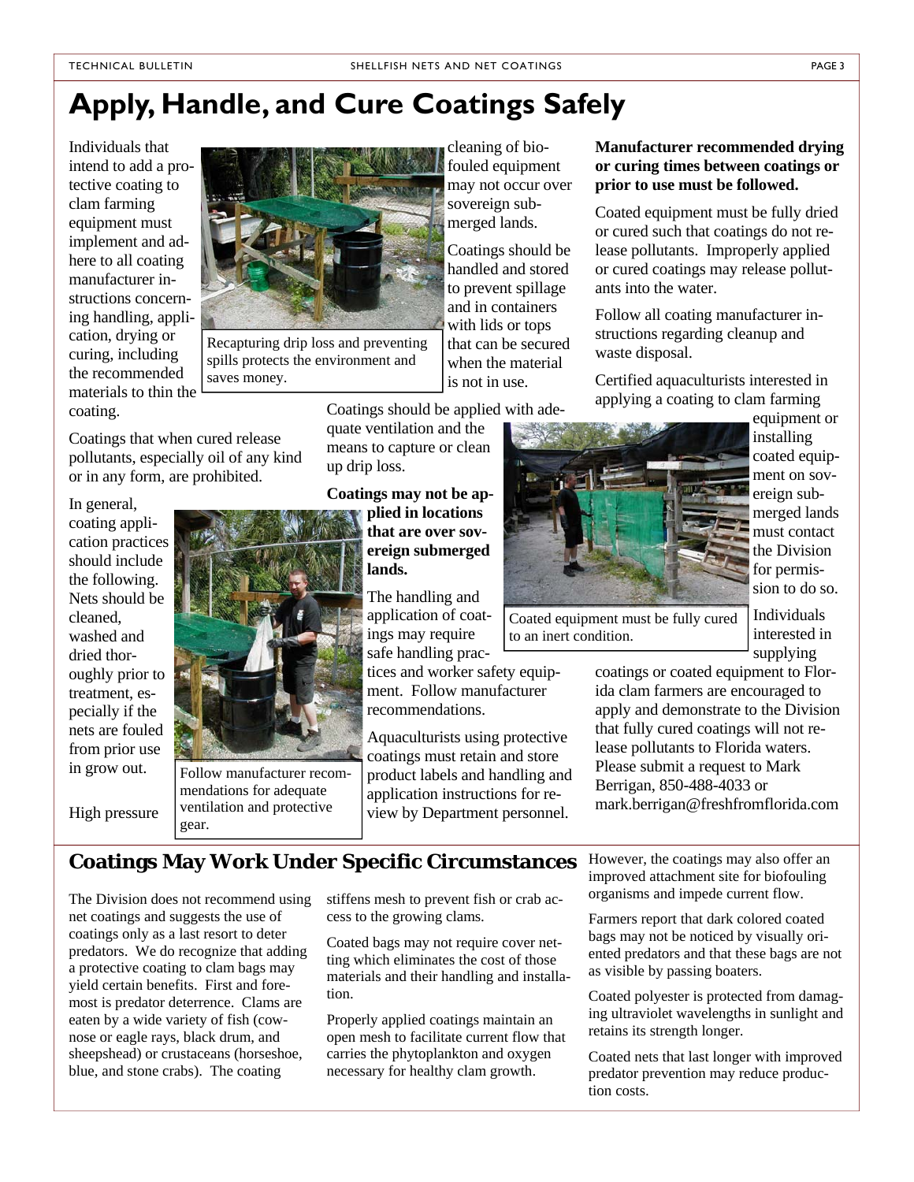# Apply, Handle, and Cure Coatings Safely

Individuals that intend to add a protective coating to clam farming equipment must implement and adhere to all coating manufacturer instructions concerning handling, application, drying or curing, including the recommended materials to thin the coating.

Recapturing drip loss and preventing spills protects the environment and saves money.

Coatings that when cured release pollutants, especially oil of any kind or in any form, are prohibited.

In general, coating application practices should include the following. Nets should be cleaned, washed and dried thoroughly prior to treatment, especially if the nets are fouled from prior use in grow out.

Follow manufacturer recommendations for adequate ventilation and protective gear.

High pressure cleaning of biofouled equipment may not occur over sovereign submerged lands.

Coatings should be handled and stored to prevent spillage and in containers with lids or tops that can be secured when the material is not in use.

Coatings should be applied with adequate ventilation and the means to capture or clean up drip loss.

**Coatings may not be applied in locations that are over sovereign submerged lands.**

The handling and application of coatings may require safe handling practices and worker safety equipment. Follow manufacturer recommendations.

Aquaculturists using protective coatings must retain and store product labels and handling and application instructions for review by Department personnel.

Coated equipment must be fully cured to an inert condition.

**Manufacturer recommended drying or curing times between coatings or prior to use must be followed.**

Coated equipment must be fully dried or cured such that coatings do not release pollutants. Improperly applied or cured coatings may release pollutants into the water.

Follow all coating manufacturer instructions regarding cleanup and waste disposal.

Certified aquaculturists interested in applying a coating to clam farming equipment or installing coated equipment on sovereign submerged lands must contact the Division for permission to do so.

Individuals interested in supplying coatings or coated equipment to Florida clam farmers are encouraged to apply and demonstrate to the Division that fully cured coatings will not release pollutants to Florida waters. Please submit a request to Mark Berrigan, 850-488-4033 or mark.berrigan@freshfromflorida.com

## Coatings May Work Under Specific Circumstances

The Division does not recommend using net coatings and suggests the use of coatings only as a last resort to deter predators. We do recognize that adding a protective coating to clam bags may yield certain benefits. First and foremost is predator deterrence. Clams are eaten by a wide variety of fish (cownose or eagle rays, black drum, and sheepshead) or crustaceans (horseshoe, blue, and stone crabs). The coating stiffens mesh to prevent fish or crab access to the growing clams.

Coated bags may not require cover netting which eliminates the cost of those materials and their handling and installation.

Properly applied coatings maintain an open mesh to facilitate current flow that carries the phytoplankton and oxygen necessary for healthy clam growth.

However, the coatings may also offer an improved attachment site for biofouling organisms and impede current flow.

Farmers report that dark colored coated bags may not be noticed by visually oriented predators and that these bags are not as visible by passing boaters.

Coated polyester is protected from damaging ultraviolet wavelengths in sunlight and retains its strength longer.

Coated nets that last longer with improved predator prevention may reduce production costs.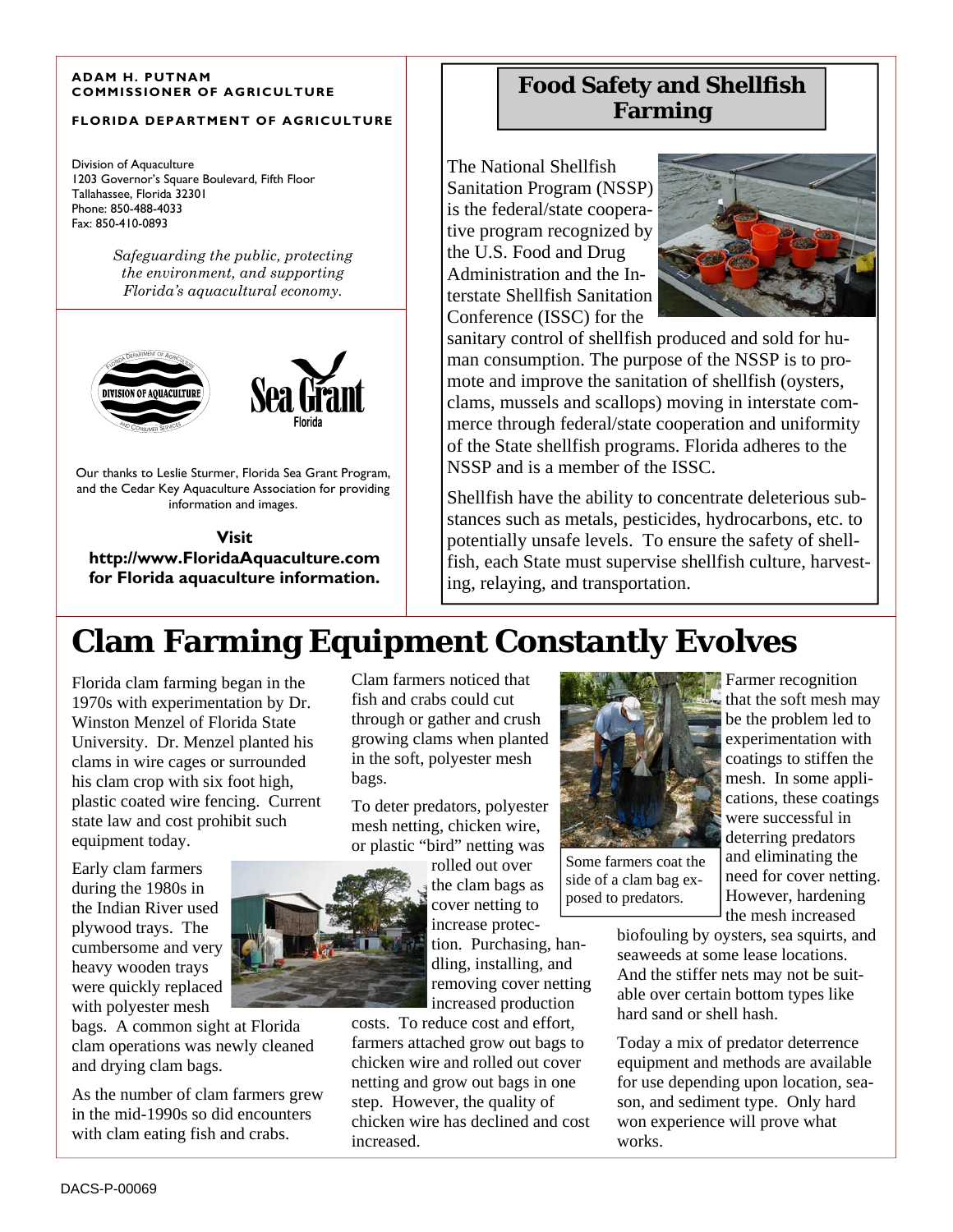**ADAM H. PUTNAM**
**COMMISSIONER OF AGRICULTURE**

**FLORIDA DEPARTMENT OF AGRICULTURE**

Division of Aquaculture
1203 Governor's Square Boulevard, Fifth Floor
Tallahassee, Florida 32301
Phone: 850-488-4033
Fax: 850-410-0893

*Safeguarding the public, protecting the environment, and supporting Florida's aquacultural economy.*

Our thanks to Leslie Sturmer, Florida Sea Grant Program, and the Cedar Key Aquaculture Association for providing information and images.

**Visit**
**http://www.FloridaAquaculture.com**
**for Florida aquaculture information.**

## Food Safety and Shellfish Farming

The National Shellfish Sanitation Program (NSSP) is the federal/state cooperative program recognized by the U.S. Food and Drug Administration and the Interstate Shellfish Sanitation Conference (ISSC) for the sanitary control of shellfish produced and sold for human consumption. The purpose of the NSSP is to promote and improve the sanitation of shellfish (oysters, clams, mussels and scallops) moving in interstate commerce through federal/state cooperation and uniformity of the State shellfish programs. Florida adheres to the NSSP and is a member of the ISSC.

Shellfish have the ability to concentrate deleterious substances such as metals, pesticides, hydrocarbons, etc. to potentially unsafe levels. To ensure the safety of shellfish, each State must supervise shellfish culture, harvesting, relaying, and transportation.

# Clam Farming Equipment Constantly Evolves

Florida clam farming began in the 1970s with experimentation by Dr. Winston Menzel of Florida State University. Dr. Menzel planted his clams in wire cages or surrounded his clam crop with six foot high, plastic coated wire fencing. Current state law and cost prohibit such equipment today.

Early clam farmers during the 1980s in the Indian River used plywood trays. The cumbersome and very heavy wooden trays were quickly replaced with polyester mesh bags. A common sight at Florida clam operations was newly cleaned and drying clam bags.

As the number of clam farmers grew in the mid-1990s so did encounters with clam eating fish and crabs.

Clam farmers noticed that fish and crabs could cut through or gather and crush growing clams when planted in the soft, polyester mesh bags.

To deter predators, polyester mesh netting, chicken wire, or plastic "bird" netting was rolled out over the clam bags as cover netting to increase protection. Purchasing, handling, installing, and removing cover netting increased production costs. To reduce cost and effort, farmers attached grow out bags to chicken wire and rolled out cover netting and grow out bags in one step. However, the quality of chicken wire has declined and cost increased.

Some farmers coat the side of a clam bag exposed to predators.

Farmer recognition that the soft mesh may be the problem led to experimentation with coatings to stiffen the mesh. In some applications, these coatings were successful in deterring predators and eliminating the need for cover netting. However, hardening the mesh increased biofouling by oysters, sea squirts, and seaweeds at some lease locations. And the stiffer nets may not be suitable over certain bottom types like hard sand or shell hash.

Today a mix of predator deterrence equipment and methods are available for use depending upon location, season, and sediment type. Only hard won experience will prove what works.

DACS-P-00069